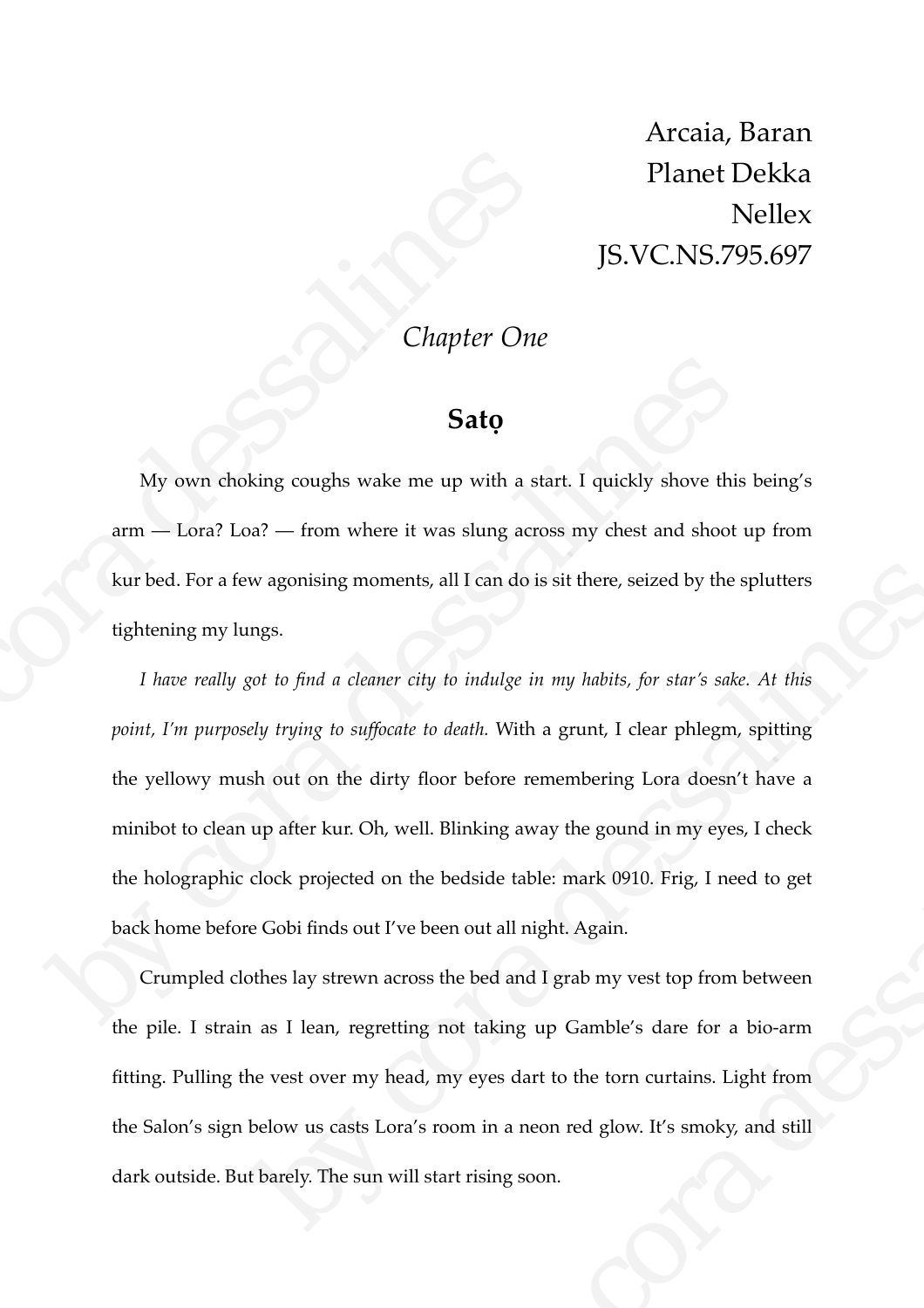Arcaia, Baran
Planet Dekka
Nellex
JS.VC.NS.795.697

# *Chapter One*

## **Satọ**

My own choking coughs wake me up with a start. I quickly shove this being's arm — Lora? Loa? — from where it was slung across my chest and shoot up from kur bed. For a few agonising moments, all I can do is sit there, seized by the splutters tightening my lungs.

*I have really got to find a cleaner city to indulge in my habits, for star's sake. At this point, I'm purposely trying to suffocate to death.* With a grunt, I clear phlegm, spitting the yellowy mush out on the dirty floor before remembering Lora doesn't have a minibot to clean up after kur. Oh, well. Blinking away the gound in my eyes, I check the holographic clock projected on the bedside table: mark 0910. Frig, I need to get back home before Gobi finds out I've been out all night. Again.

Crumpled clothes lay strewn across the bed and I grab my vest top from between the pile. I strain as I lean, regretting not taking up Gamble's dare for a bio-arm fitting. Pulling the vest over my head, my eyes dart to the torn curtains. Light from the Salon's sign below us casts Lora's room in a neon red glow. It's smoky, and still dark outside. But barely. The sun will start rising soon.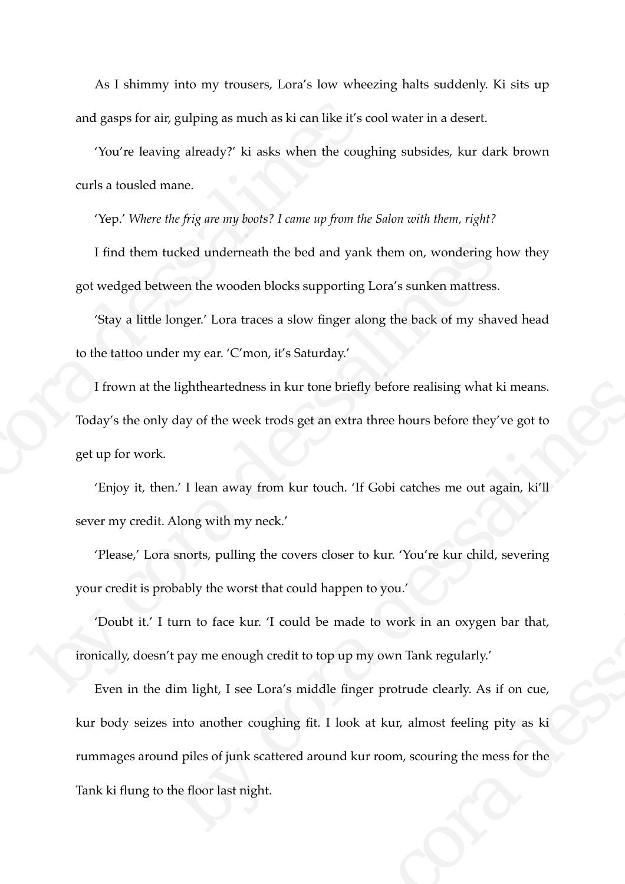As I shimmy into my trousers, Lora's low wheezing halts suddenly. Ki sits up and gasps for air, gulping as much as ki can like it's cool water in a desert.

'You're leaving already?' ki asks when the coughing subsides, kur dark brown curls a tousled mane.

'Yep.' *Where the frig are my boots? I came up from the Salon with them, right?*

I find them tucked underneath the bed and yank them on, wondering how they got wedged between the wooden blocks supporting Lora's sunken mattress.

'Stay a little longer.' Lora traces a slow finger along the back of my shaved head to the tattoo under my ear. 'C'mon, it's Saturday.'

I frown at the lightheartedness in kur tone briefly before realising what ki means. Today's the only day of the week trods get an extra three hours before they've got to get up for work.

'Enjoy it, then.' I lean away from kur touch. 'If Gobi catches me out again, ki'll sever my credit. Along with my neck.'

'Please,' Lora snorts, pulling the covers closer to kur. 'You're kur child, severing your credit is probably the worst that could happen to you.'

'Doubt it.' I turn to face kur. 'I could be made to work in an oxygen bar that, ironically, doesn't pay me enough credit to top up my own Tank regularly.'

Even in the dim light, I see Lora's middle finger protrude clearly. As if on cue, kur body seizes into another coughing fit. I look at kur, almost feeling pity as ki rummages around piles of junk scattered around kur room, scouring the mess for the Tank ki flung to the floor last night.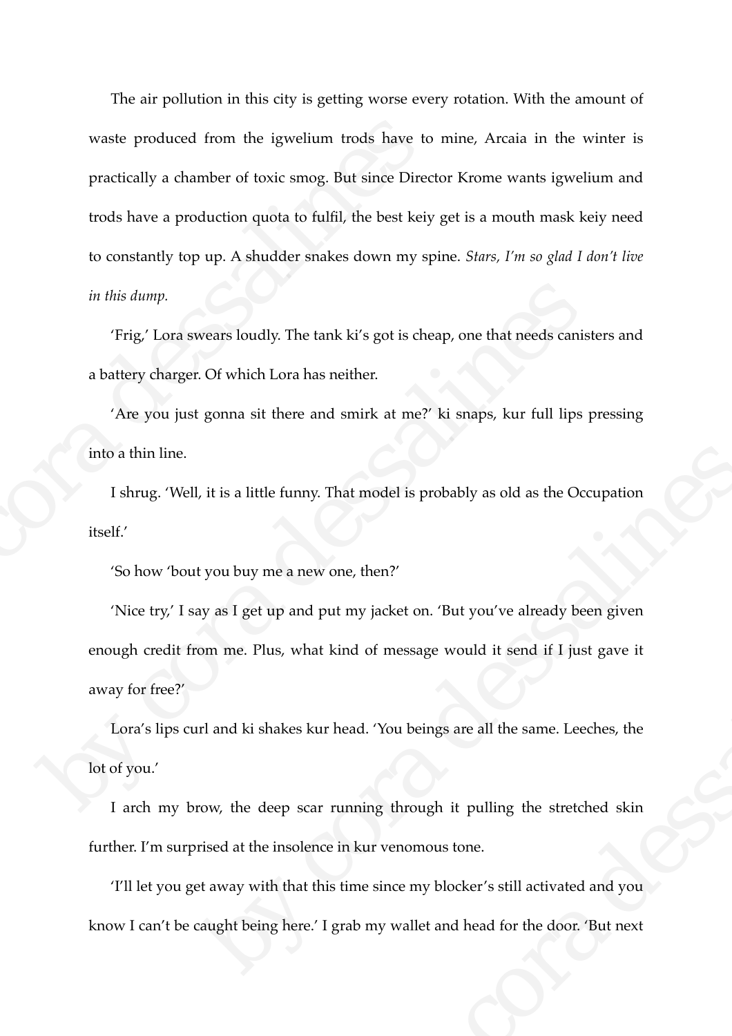The air pollution in this city is getting worse every rotation. With the amount of waste produced from the igwelium trods have to mine, Arcaia in the winter is practically a chamber of toxic smog. But since Director Krome wants igwelium and trods have a production quota to fulfil, the best keiy get is a mouth mask keiy need to constantly top up. A shudder snakes down my spine. *Stars, I'm so glad I don't live in this dump.*

'Frig,' Lora swears loudly. The tank ki's got is cheap, one that needs canisters and a battery charger. Of which Lora has neither.

'Are you just gonna sit there and smirk at me?' ki snaps, kur full lips pressing into a thin line.

I shrug. 'Well, it is a little funny. That model is probably as old as the Occupation itself.'

'So how 'bout you buy me a new one, then?'

'Nice try,' I say as I get up and put my jacket on. 'But you've already been given enough credit from me. Plus, what kind of message would it send if I just gave it away for free?'

Lora's lips curl and ki shakes kur head. 'You beings are all the same. Leeches, the lot of you.'

I arch my brow, the deep scar running through it pulling the stretched skin further. I'm surprised at the insolence in kur venomous tone.

'I'll let you get away with that this time since my blocker's still activated and you know I can't be caught being here.' I grab my wallet and head for the door. 'But next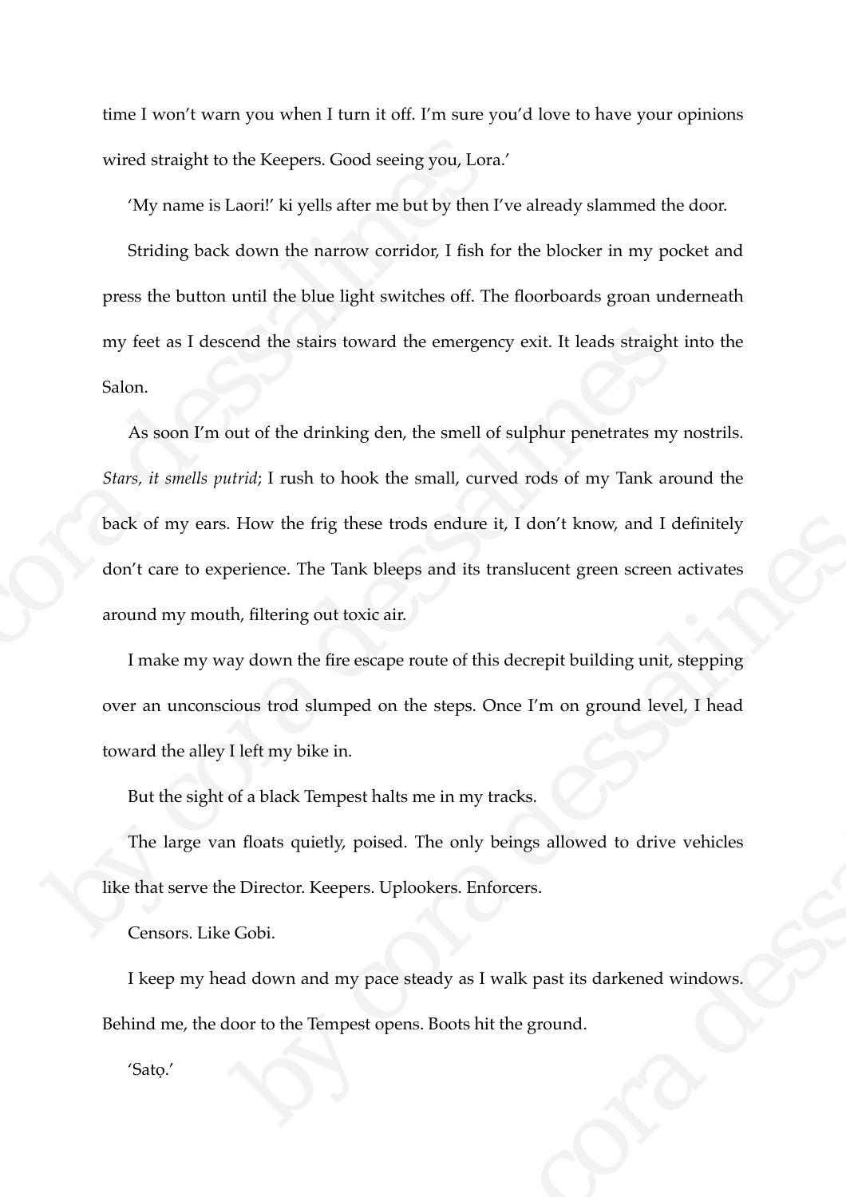time I won't warn you when I turn it off. I'm sure you'd love to have your opinions wired straight to the Keepers. Good seeing you, Lora.'

'My name is Laori!' ki yells after me but by then I've already slammed the door.

Striding back down the narrow corridor, I fish for the blocker in my pocket and press the button until the blue light switches off. The floorboards groan underneath my feet as I descend the stairs toward the emergency exit. It leads straight into the Salon.

As soon I'm out of the drinking den, the smell of sulphur penetrates my nostrils. *Stars, it smells putrid*; I rush to hook the small, curved rods of my Tank around the back of my ears. How the frig these trods endure it, I don't know, and I definitely don't care to experience. The Tank bleeps and its translucent green screen activates around my mouth, filtering out toxic air.

I make my way down the fire escape route of this decrepit building unit, stepping over an unconscious trod slumped on the steps. Once I'm on ground level, I head toward the alley I left my bike in.

But the sight of a black Tempest halts me in my tracks.

The large van floats quietly, poised. The only beings allowed to drive vehicles like that serve the Director. Keepers. Uplookers. Enforcers.

Censors. Like Gobi.

I keep my head down and my pace steady as I walk past its darkened windows. Behind me, the door to the Tempest opens. Boots hit the ground.

'Satọ.'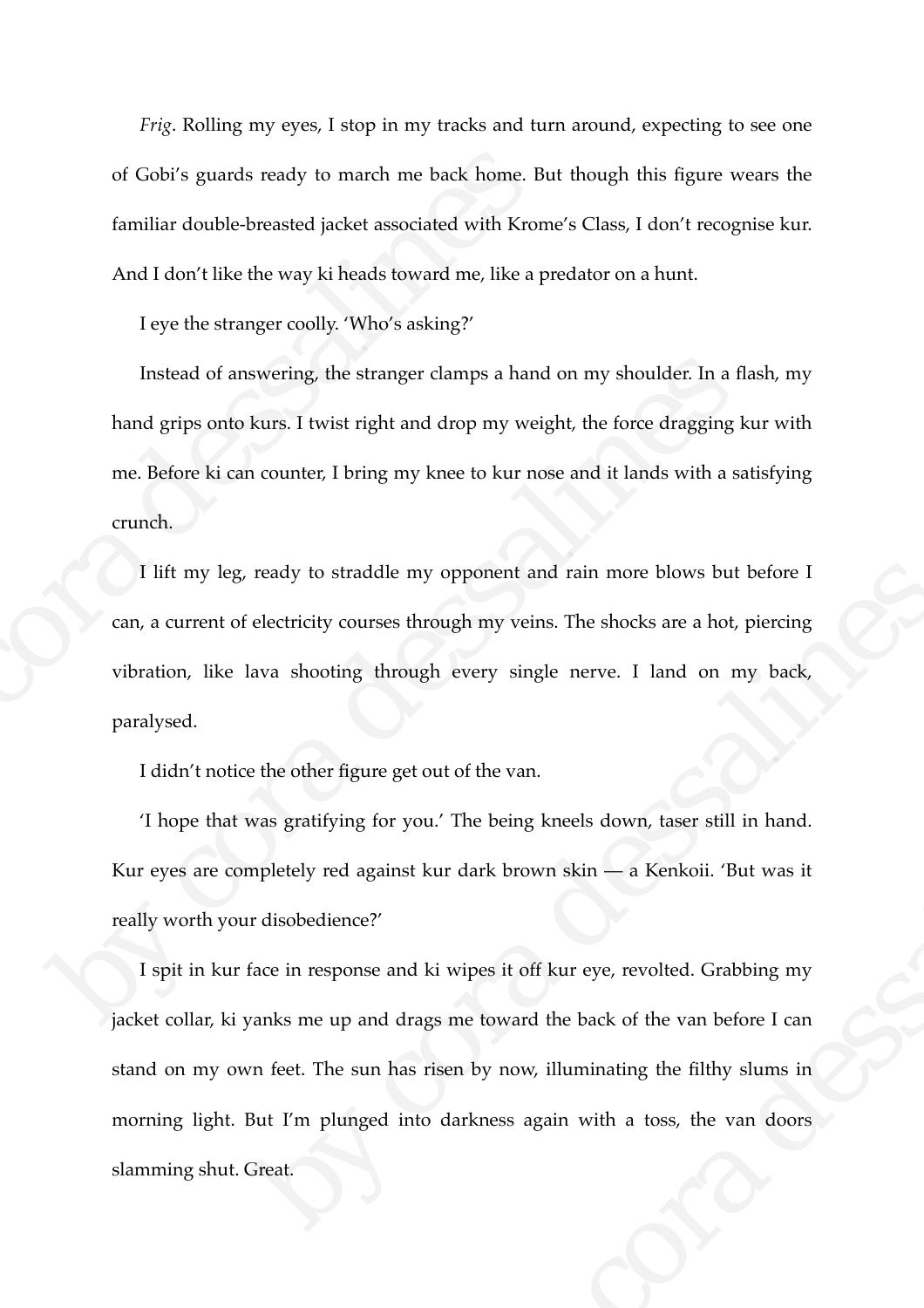*Frig*. Rolling my eyes, I stop in my tracks and turn around, expecting to see one of Gobi's guards ready to march me back home. But though this figure wears the familiar double-breasted jacket associated with Krome's Class, I don't recognise kur. And I don't like the way ki heads toward me, like a predator on a hunt.

I eye the stranger coolly. 'Who's asking?'

Instead of answering, the stranger clamps a hand on my shoulder. In a flash, my hand grips onto kurs. I twist right and drop my weight, the force dragging kur with me. Before ki can counter, I bring my knee to kur nose and it lands with a satisfying crunch.

I lift my leg, ready to straddle my opponent and rain more blows but before I can, a current of electricity courses through my veins. The shocks are a hot, piercing vibration, like lava shooting through every single nerve. I land on my back, paralysed.

I didn't notice the other figure get out of the van.

'I hope that was gratifying for you.' The being kneels down, taser still in hand. Kur eyes are completely red against kur dark brown skin — a Kenkoii. 'But was it really worth your disobedience?'

I spit in kur face in response and ki wipes it off kur eye, revolted. Grabbing my jacket collar, ki yanks me up and drags me toward the back of the van before I can stand on my own feet. The sun has risen by now, illuminating the filthy slums in morning light. But I'm plunged into darkness again with a toss, the van doors slamming shut. Great.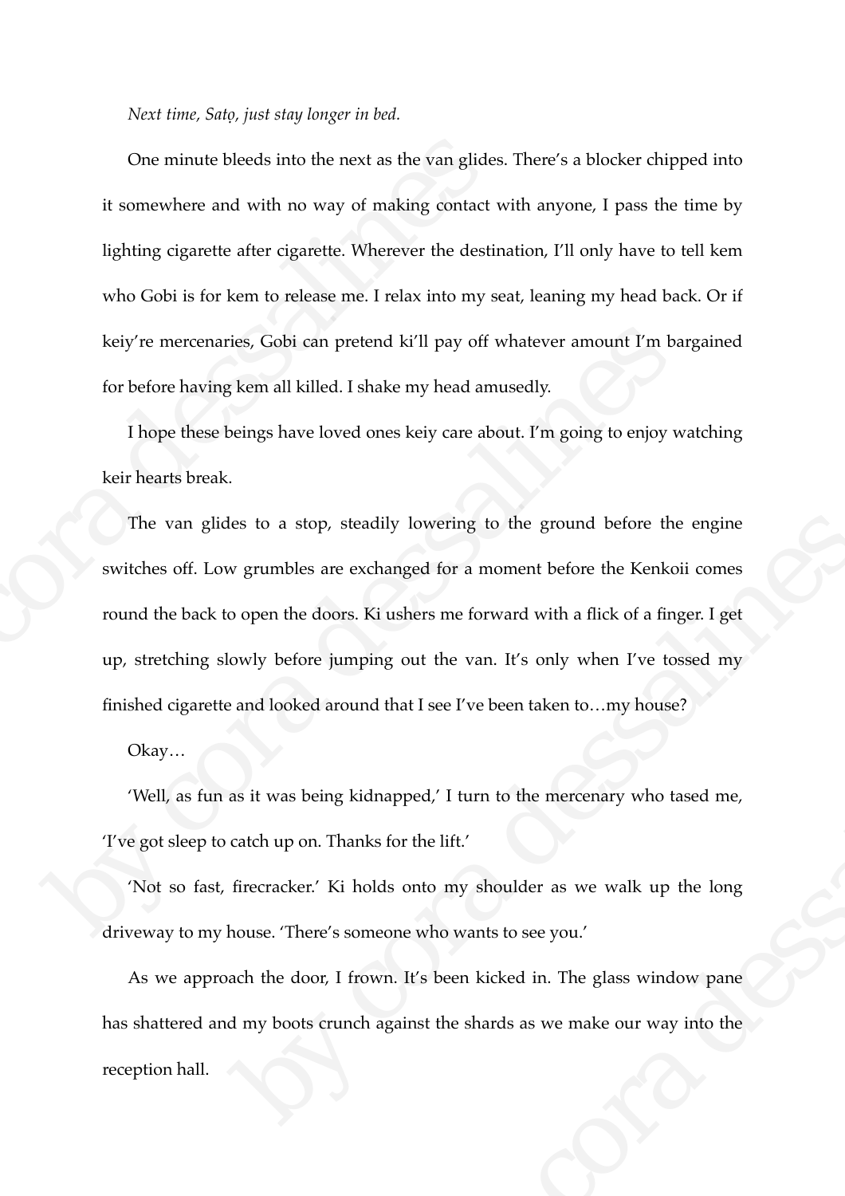*Next time, Satọ, just stay longer in bed.*

One minute bleeds into the next as the van glides. There's a blocker chipped into it somewhere and with no way of making contact with anyone, I pass the time by lighting cigarette after cigarette. Wherever the destination, I'll only have to tell kem who Gobi is for kem to release me. I relax into my seat, leaning my head back. Or if keiy're mercenaries, Gobi can pretend ki'll pay off whatever amount I'm bargained for before having kem all killed. I shake my head amusedly.

I hope these beings have loved ones keiy care about. I'm going to enjoy watching keir hearts break.

The van glides to a stop, steadily lowering to the ground before the engine switches off. Low grumbles are exchanged for a moment before the Kenkoii comes round the back to open the doors. Ki ushers me forward with a flick of a finger. I get up, stretching slowly before jumping out the van. It's only when I've tossed my finished cigarette and looked around that I see I've been taken to…my house?

Okay…

'Well, as fun as it was being kidnapped,' I turn to the mercenary who tased me, 'I've got sleep to catch up on. Thanks for the lift.'

'Not so fast, firecracker.' Ki holds onto my shoulder as we walk up the long driveway to my house. 'There's someone who wants to see you.'

As we approach the door, I frown. It's been kicked in. The glass window pane has shattered and my boots crunch against the shards as we make our way into the reception hall.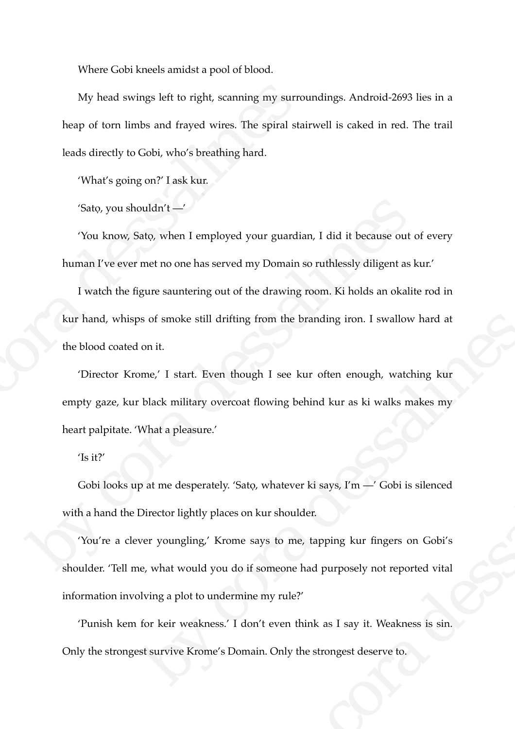Where Gobi kneels amidst a pool of blood.

My head swings left to right, scanning my surroundings. Android-2693 lies in a heap of torn limbs and frayed wires. The spiral stairwell is caked in red. The trail leads directly to Gobi, who's breathing hard.

'What's going on?' I ask kur.

'Satọ, you shouldn't —'

'You know, Satọ, when I employed your guardian, I did it because out of every human I've ever met no one has served my Domain so ruthlessly diligent as kur.'

I watch the figure sauntering out of the drawing room. Ki holds an okalite rod in kur hand, whisps of smoke still drifting from the branding iron. I swallow hard at the blood coated on it.

'Director Krome,' I start. Even though I see kur often enough, watching kur empty gaze, kur black military overcoat flowing behind kur as ki walks makes my heart palpitate. 'What a pleasure.'

'Is it?'

Gobi looks up at me desperately. 'Satọ, whatever ki says, I'm —' Gobi is silenced with a hand the Director lightly places on kur shoulder.

'You're a clever youngling,' Krome says to me, tapping kur fingers on Gobi's shoulder. 'Tell me, what would you do if someone had purposely not reported vital information involving a plot to undermine my rule?'

'Punish kem for keir weakness.' I don't even think as I say it. Weakness is sin. Only the strongest survive Krome's Domain. Only the strongest deserve to.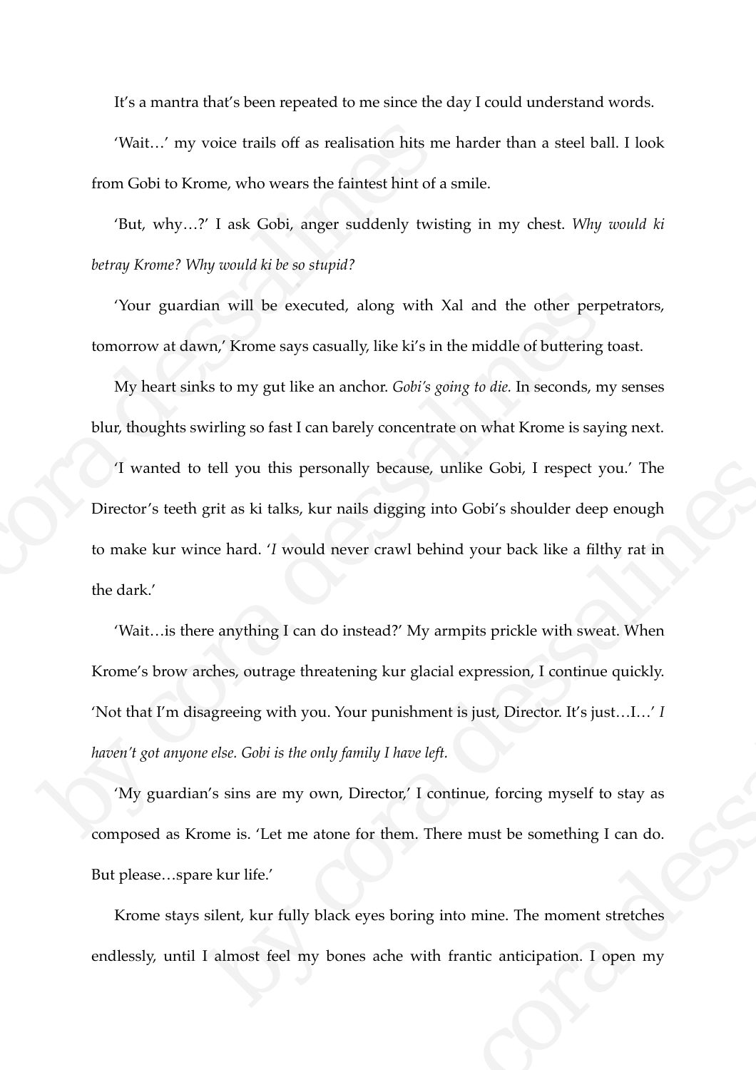It's a mantra that's been repeated to me since the day I could understand words.

'Wait…' my voice trails off as realisation hits me harder than a steel ball. I look from Gobi to Krome, who wears the faintest hint of a smile.

'But, why…?' I ask Gobi, anger suddenly twisting in my chest. *Why would ki betray Krome? Why would ki be so stupid?*

'Your guardian will be executed, along with Xal and the other perpetrators, tomorrow at dawn,' Krome says casually, like ki's in the middle of buttering toast.

My heart sinks to my gut like an anchor. *Gobi's going to die.* In seconds, my senses blur, thoughts swirling so fast I can barely concentrate on what Krome is saying next.

'I wanted to tell you this personally because, unlike Gobi, I respect you.' The Director's teeth grit as ki talks, kur nails digging into Gobi's shoulder deep enough to make kur wince hard. '*I* would never crawl behind your back like a filthy rat in the dark.'

'Wait…is there anything I can do instead?' My armpits prickle with sweat. When Krome's brow arches, outrage threatening kur glacial expression, I continue quickly. 'Not that I'm disagreeing with you. Your punishment is just, Director. It's just…I…' *I haven't got anyone else. Gobi is the only family I have left.*

'My guardian's sins are my own, Director,' I continue, forcing myself to stay as composed as Krome is. 'Let me atone for them. There must be something I can do. But please…spare kur life.'

Krome stays silent, kur fully black eyes boring into mine. The moment stretches endlessly, until I almost feel my bones ache with frantic anticipation. I open my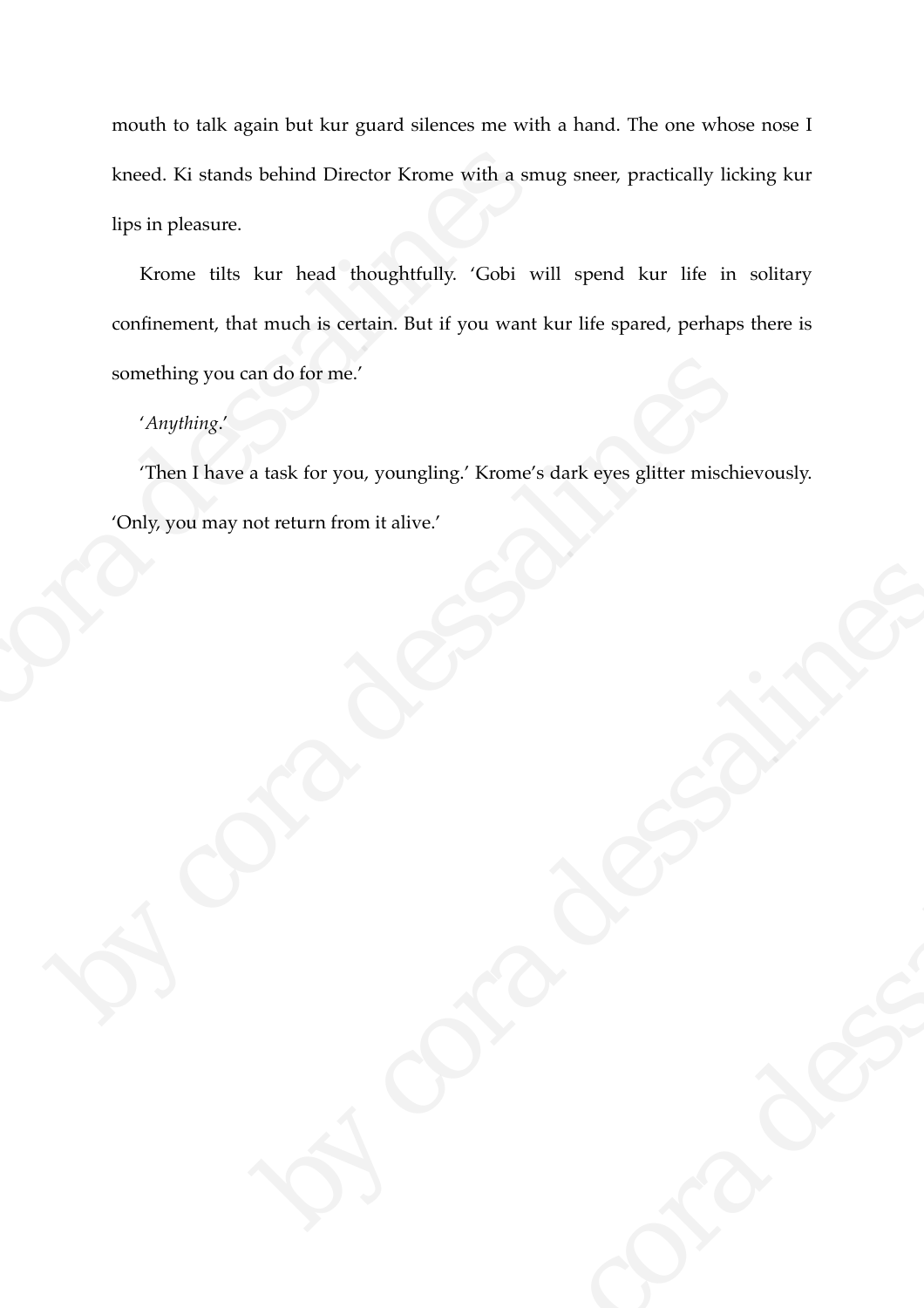mouth to talk again but kur guard silences me with a hand. The one whose nose I kneed. Ki stands behind Director Krome with a smug sneer, practically licking kur lips in pleasure.

Krome tilts kur head thoughtfully. 'Gobi will spend kur life in solitary confinement, that much is certain. But if you want kur life spared, perhaps there is something you can do for me.'

'*Anything*.'

'Then I have a task for you, youngling.' Krome's dark eyes glitter mischievously. 'Only, you may not return from it alive.'